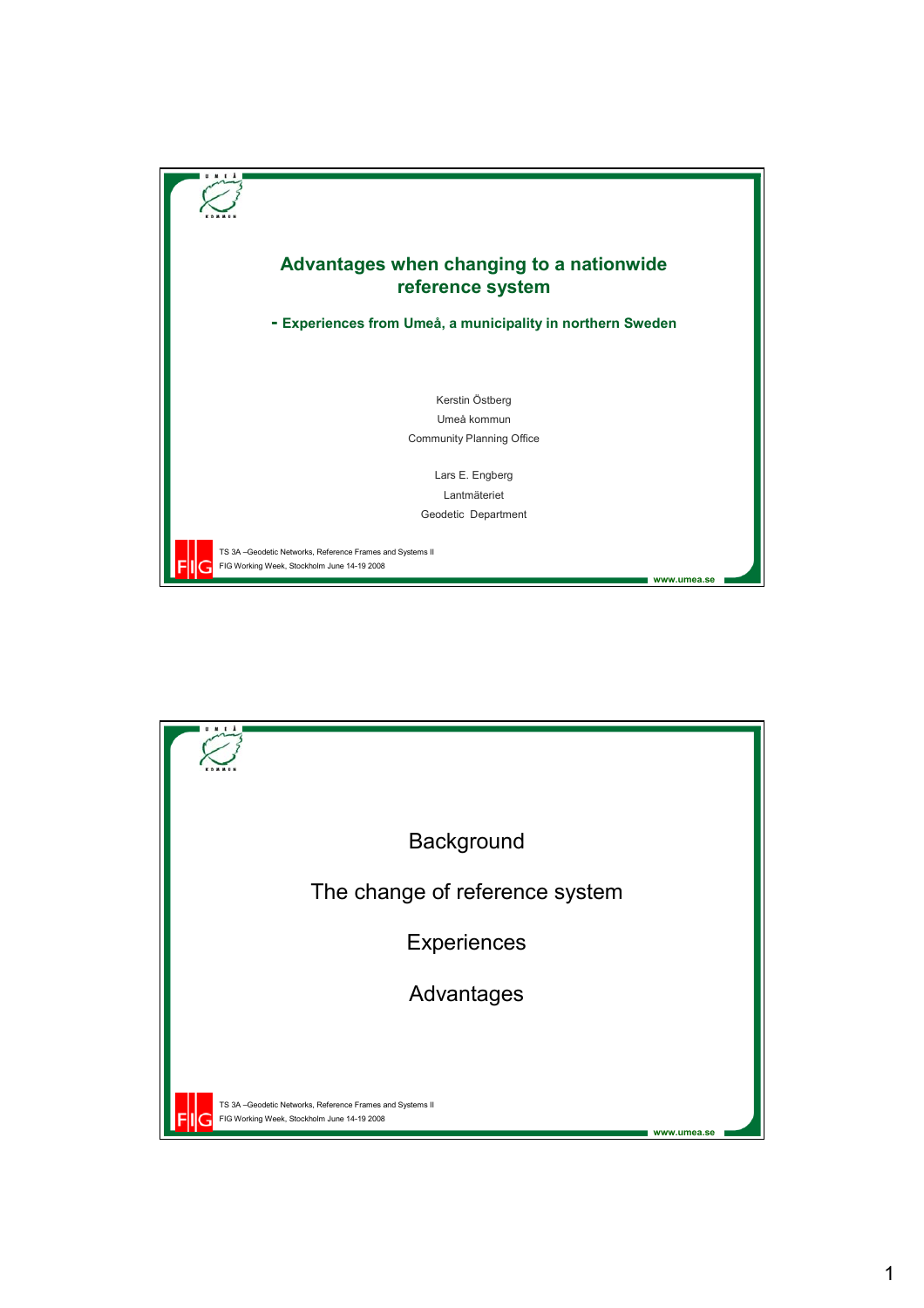# Advantages when changing to a nationwide reference system

## - Experiences from Umeå, a municipality in northern Sweden

Kerstin Östberg
Umeå kommun
Community Planning Office

Lars E. Engberg
Lantmäteriet
Geodetic Department

TS 3A –Geodetic Networks, Reference Frames and Systems II
FIG Working Week, Stockholm June 14-19 2008

www.umea.se

---

Background

The change of reference system

Experiences

Advantages

TS 3A –Geodetic Networks, Reference Frames and Systems II
FIG Working Week, Stockholm June 14-19 2008

www.umea.se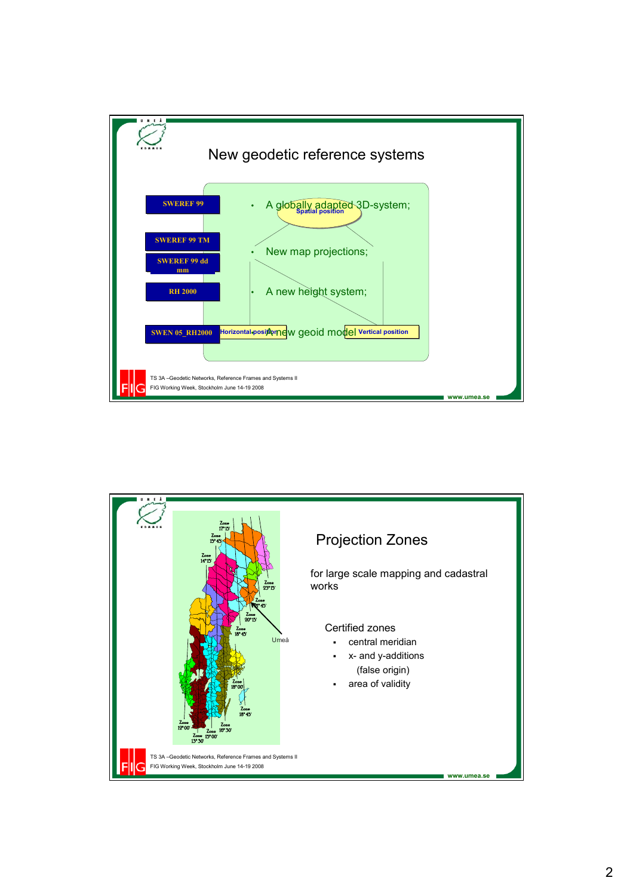## New geodetic reference systems

SWEREF 99

SWEREF 99 TM

SWEREF 99 dd mm

RH 2000

SWEN 05_RH2000

- A globally adapted 3D-system;
- New map projections;
- A new height system;
- A new geoid model

Spatial position

Horizontal position

Vertical position

TS 3A –Geodetic Networks, Reference Frames and Systems II
FIG Working Week, Stockholm June 14-19 2008

www.umea.se

## Projection Zones

for large scale mapping and cadastral works

Certified zones

- central meridian
- x- and y-additions
  (false origin)
- area of validity

Zone 17°15'
Zone 15°45'
Zone 14°15'
Zone 23°15'
Zone 21°45'
Zone 20°15'
Zone 18°45'
Umeå
Zone 18°00'
Zone 18°45'
Zone 12°00'
Zone 16°30'
Zone 15°00'
Zone 13°30'

TS 3A –Geodetic Networks, Reference Frames and Systems II
FIG Working Week, Stockholm June 14-19 2008

www.umea.se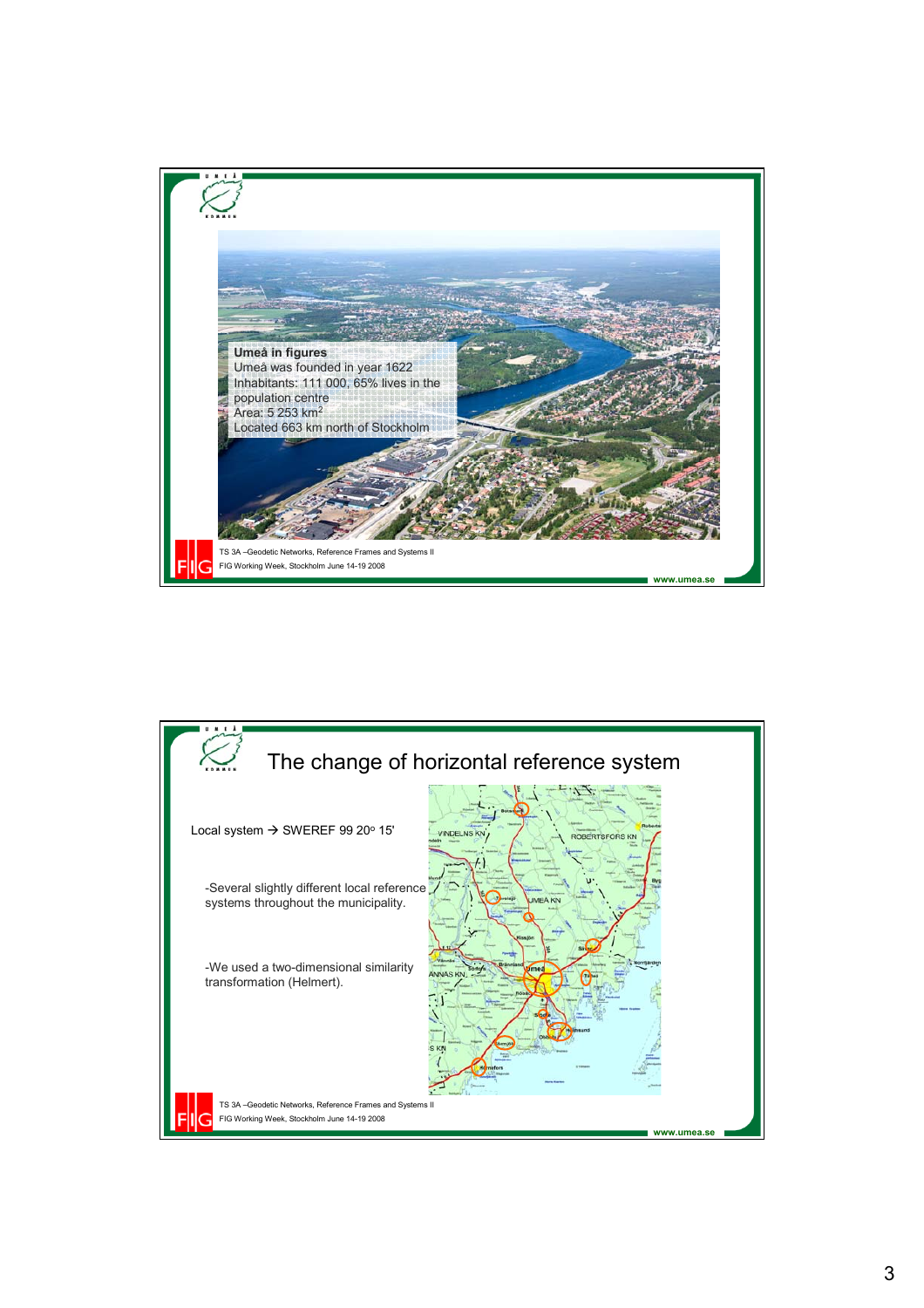**Umeå in figures**

Umeå was founded in year 1622

Inhabitants: 111 000, 65% lives in the population centre

Area: 5 253 km$^2$

Located 663 km north of Stockholm

TS 3A –Geodetic Networks, Reference Frames and Systems II
FIG Working Week, Stockholm June 14-19 2008

www.umea.se

## The change of horizontal reference system

Local system → SWEREF 99 20° 15'

-Several slightly different local reference systems throughout the municipality.

-We used a two-dimensional similarity transformation (Helmert).

TS 3A –Geodetic Networks, Reference Frames and Systems II
FIG Working Week, Stockholm June 14-19 2008

www.umea.se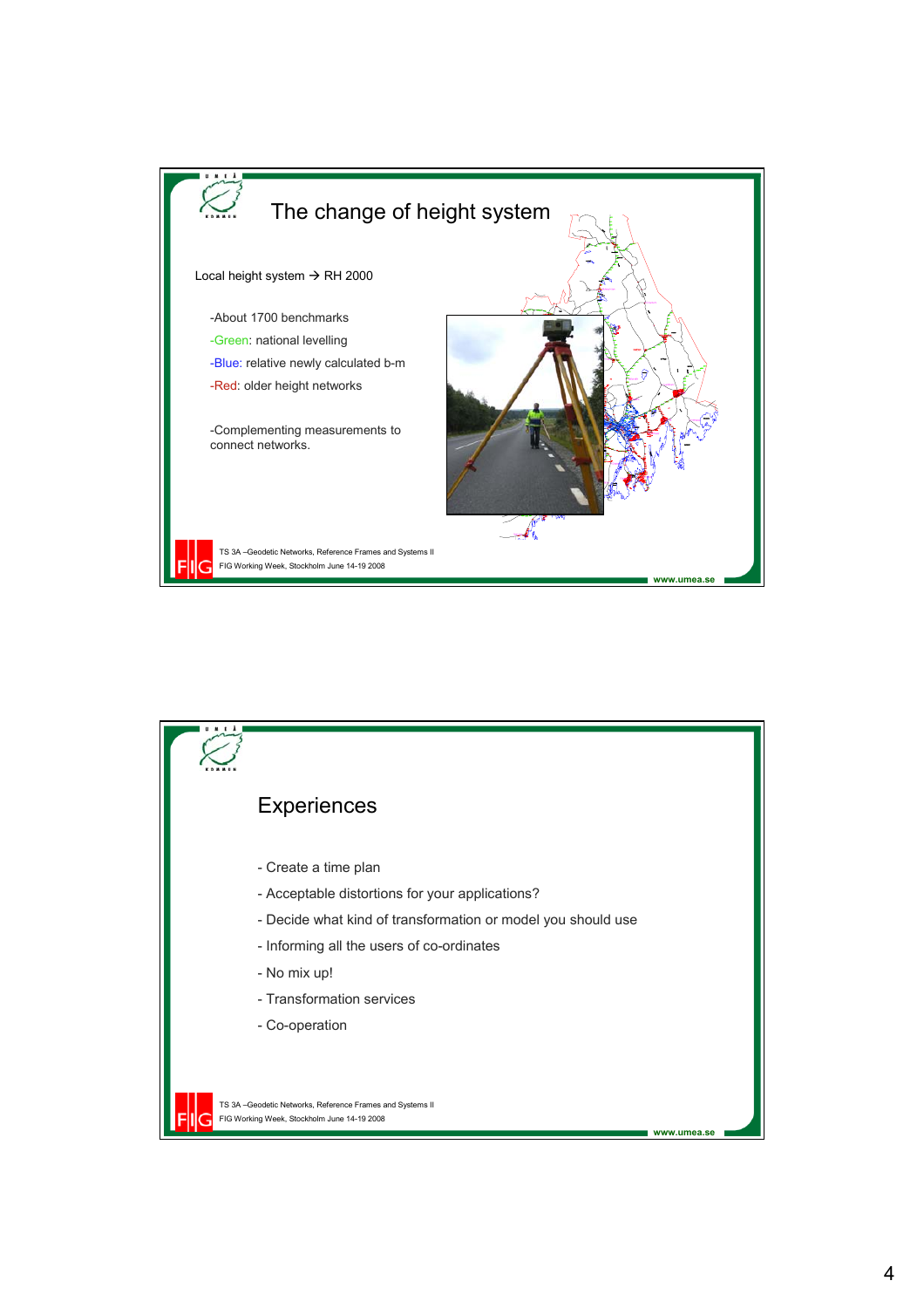# The change of height system

Local height system → RH 2000

- About 1700 benchmarks
- Green: national levelling
- Blue: relative newly calculated b-m
- Red: older height networks

- Complementing measurements to connect networks.

TS 3A –Geodetic Networks, Reference Frames and Systems II
FIG Working Week, Stockholm June 14-19 2008

www.umea.se

# Experiences

- Create a time plan
- Acceptable distortions for your applications?
- Decide what kind of transformation or model you should use
- Informing all the users of co-ordinates
- No mix up!
- Transformation services
- Co-operation

TS 3A –Geodetic Networks, Reference Frames and Systems II
FIG Working Week, Stockholm June 14-19 2008

www.umea.se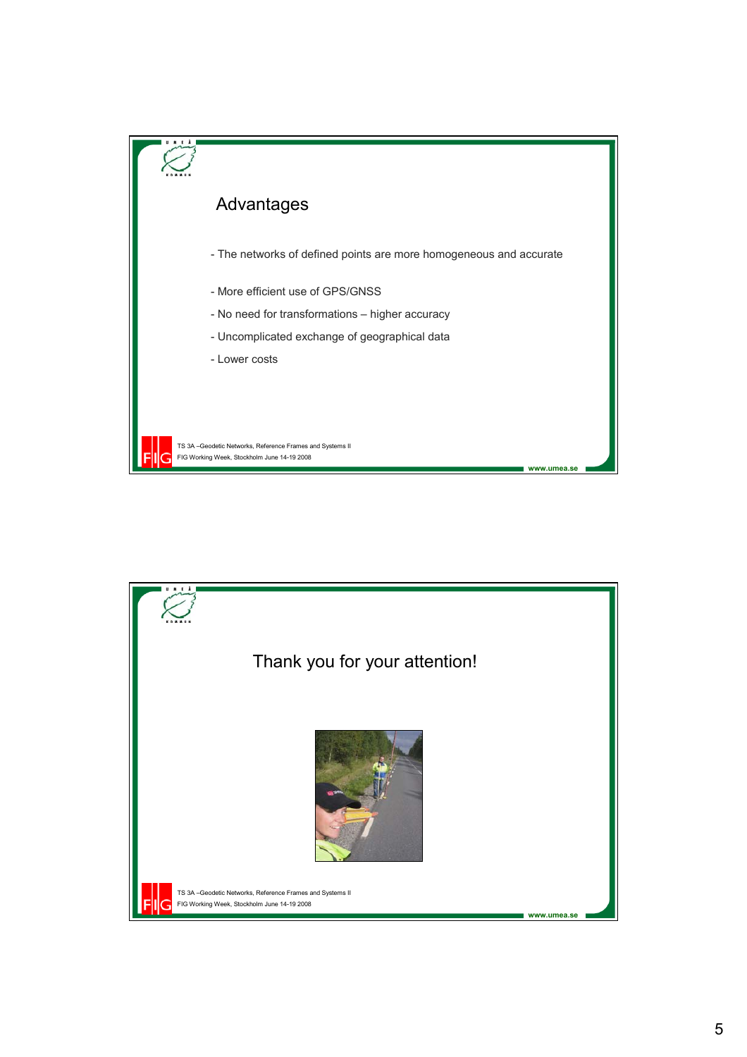## Advantages

- The networks of defined points are more homogeneous and accurate
- More efficient use of GPS/GNSS
- No need for transformations – higher accuracy
- Uncomplicated exchange of geographical data
- Lower costs

TS 3A –Geodetic Networks, Reference Frames and Systems II
FIG Working Week, Stockholm June 14-19 2008

www.umea.se

## Thank you for your attention!

TS 3A –Geodetic Networks, Reference Frames and Systems II
FIG Working Week, Stockholm June 14-19 2008

www.umea.se